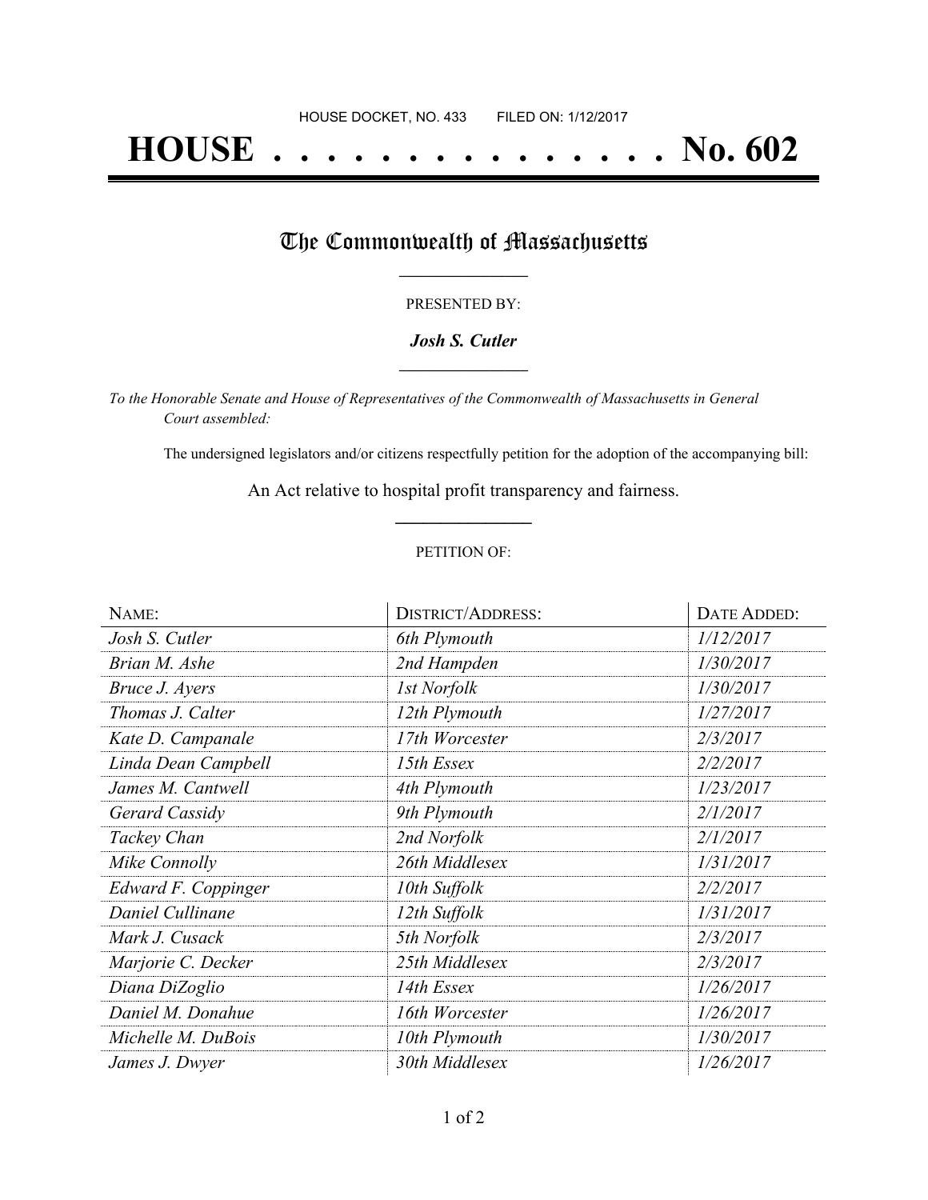HOUSE DOCKET, NO. 433 FILED ON: 1/12/2017

# HOUSE . . . . . . . . . . . . . . . No. 602

## The Commonwealth of Massachusetts

PRESENTED BY:

***Josh S. Cutler***

*To the Honorable Senate and House of Representatives of the Commonwealth of Massachusetts in General Court assembled:*

The undersigned legislators and/or citizens respectfully petition for the adoption of the accompanying bill:

An Act relative to hospital profit transparency and fairness.

PETITION OF:

| NAME: | DISTRICT/ADDRESS: | DATE ADDED: |
|---|---|---|
| *Josh S. Cutler* | *6th Plymouth* | *1/12/2017* |
| *Brian M. Ashe* | *2nd Hampden* | *1/30/2017* |
| *Bruce J. Ayers* | *1st Norfolk* | *1/30/2017* |
| *Thomas J. Calter* | *12th Plymouth* | *1/27/2017* |
| *Kate D. Campanale* | *17th Worcester* | *2/3/2017* |
| *Linda Dean Campbell* | *15th Essex* | *2/2/2017* |
| *James M. Cantwell* | *4th Plymouth* | *1/23/2017* |
| *Gerard Cassidy* | *9th Plymouth* | *2/1/2017* |
| *Tackey Chan* | *2nd Norfolk* | *2/1/2017* |
| *Mike Connolly* | *26th Middlesex* | *1/31/2017* |
| *Edward F. Coppinger* | *10th Suffolk* | *2/2/2017* |
| *Daniel Cullinane* | *12th Suffolk* | *1/31/2017* |
| *Mark J. Cusack* | *5th Norfolk* | *2/3/2017* |
| *Marjorie C. Decker* | *25th Middlesex* | *2/3/2017* |
| *Diana DiZoglio* | *14th Essex* | *1/26/2017* |
| *Daniel M. Donahue* | *16th Worcester* | *1/26/2017* |
| *Michelle M. DuBois* | *10th Plymouth* | *1/30/2017* |
| *James J. Dwyer* | *30th Middlesex* | *1/26/2017* |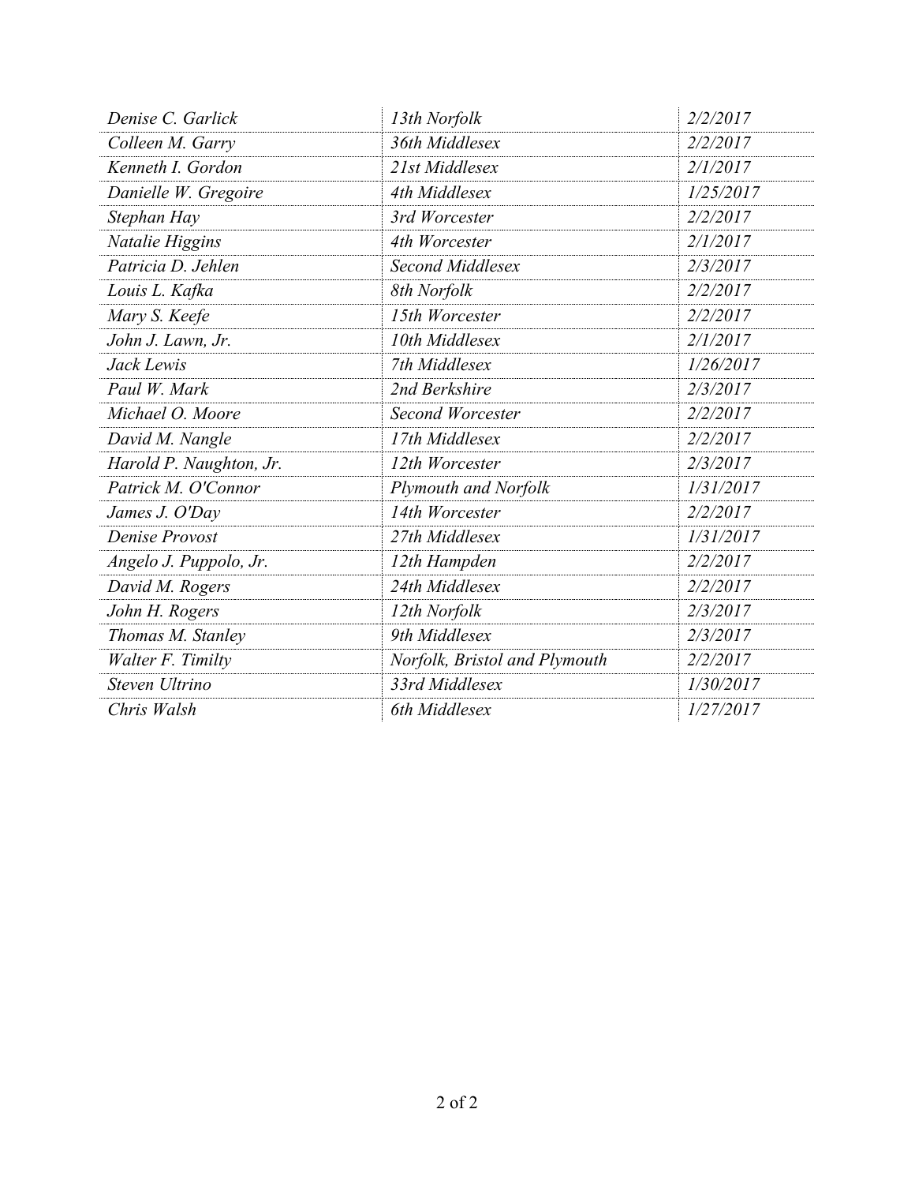| | | |
|---|---|---|
| *Denise C. Garlick* | *13th Norfolk* | *2/2/2017* |
| *Colleen M. Garry* | *36th Middlesex* | *2/2/2017* |
| *Kenneth I. Gordon* | *21st Middlesex* | *2/1/2017* |
| *Danielle W. Gregoire* | *4th Middlesex* | *1/25/2017* |
| *Stephan Hay* | *3rd Worcester* | *2/2/2017* |
| *Natalie Higgins* | *4th Worcester* | *2/1/2017* |
| *Patricia D. Jehlen* | *Second Middlesex* | *2/3/2017* |
| *Louis L. Kafka* | *8th Norfolk* | *2/2/2017* |
| *Mary S. Keefe* | *15th Worcester* | *2/2/2017* |
| *John J. Lawn, Jr.* | *10th Middlesex* | *2/1/2017* |
| *Jack Lewis* | *7th Middlesex* | *1/26/2017* |
| *Paul W. Mark* | *2nd Berkshire* | *2/3/2017* |
| *Michael O. Moore* | *Second Worcester* | *2/2/2017* |
| *David M. Nangle* | *17th Middlesex* | *2/2/2017* |
| *Harold P. Naughton, Jr.* | *12th Worcester* | *2/3/2017* |
| *Patrick M. O'Connor* | *Plymouth and Norfolk* | *1/31/2017* |
| *James J. O'Day* | *14th Worcester* | *2/2/2017* |
| *Denise Provost* | *27th Middlesex* | *1/31/2017* |
| *Angelo J. Puppolo, Jr.* | *12th Hampden* | *2/2/2017* |
| *David M. Rogers* | *24th Middlesex* | *2/2/2017* |
| *John H. Rogers* | *12th Norfolk* | *2/3/2017* |
| *Thomas M. Stanley* | *9th Middlesex* | *2/3/2017* |
| *Walter F. Timilty* | *Norfolk, Bristol and Plymouth* | *2/2/2017* |
| *Steven Ultrino* | *33rd Middlesex* | *1/30/2017* |
| *Chris Walsh* | *6th Middlesex* | *1/27/2017* |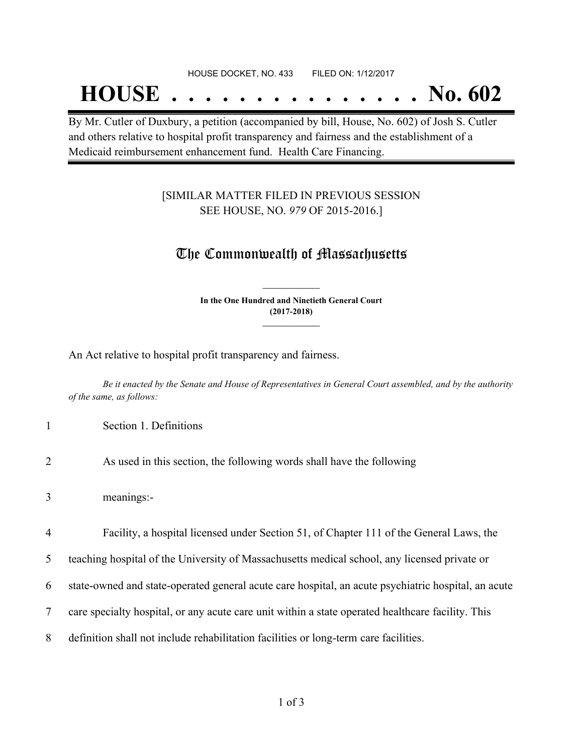HOUSE DOCKET, NO. 433 FILED ON: 1/12/2017

# HOUSE . . . . . . . . . . . . . . . No. 602

By Mr. Cutler of Duxbury, a petition (accompanied by bill, House, No. 602) of Josh S. Cutler and others relative to hospital profit transparency and fairness and the establishment of a Medicaid reimbursement enhancement fund. Health Care Financing.

[SIMILAR MATTER FILED IN PREVIOUS SESSION SEE HOUSE, NO. *979* OF 2015-2016.]

## The Commonwealth of Massachusetts

**In the One Hundred and Ninetieth General Court (2017-2018)**

An Act relative to hospital profit transparency and fairness.

*Be it enacted by the Senate and House of Representatives in General Court assembled, and by the authority of the same, as follows:*

1 Section 1. Definitions

2 As used in this section, the following words shall have the following

3 meanings:-

4 Facility, a hospital licensed under Section 51, of Chapter 111 of the General Laws, the

5 teaching hospital of the University of Massachusetts medical school, any licensed private or

6 state-owned and state-operated general acute care hospital, an acute psychiatric hospital, an acute

7 care specialty hospital, or any acute care unit within a state operated healthcare facility. This

8 definition shall not include rehabilitation facilities or long-term care facilities.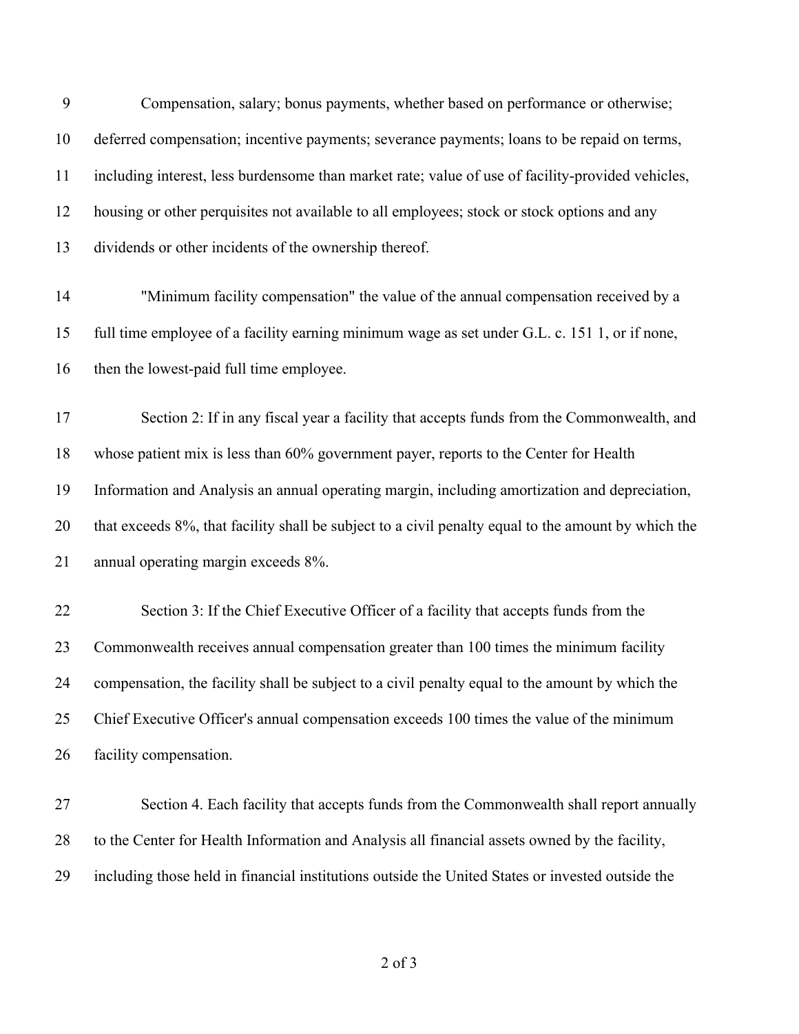Compensation, salary; bonus payments, whether based on performance or otherwise; deferred compensation; incentive payments; severance payments; loans to be repaid on terms, including interest, less burdensome than market rate; value of use of facility-provided vehicles, housing or other perquisites not available to all employees; stock or stock options and any dividends or other incidents of the ownership thereof.

"Minimum facility compensation" the value of the annual compensation received by a full time employee of a facility earning minimum wage as set under G.L. c. 151 1, or if none, then the lowest-paid full time employee.

Section 2: If in any fiscal year a facility that accepts funds from the Commonwealth, and whose patient mix is less than 60% government payer, reports to the Center for Health Information and Analysis an annual operating margin, including amortization and depreciation, that exceeds 8%, that facility shall be subject to a civil penalty equal to the amount by which the annual operating margin exceeds 8%.

Section 3: If the Chief Executive Officer of a facility that accepts funds from the Commonwealth receives annual compensation greater than 100 times the minimum facility compensation, the facility shall be subject to a civil penalty equal to the amount by which the Chief Executive Officer's annual compensation exceeds 100 times the value of the minimum facility compensation.

Section 4. Each facility that accepts funds from the Commonwealth shall report annually to the Center for Health Information and Analysis all financial assets owned by the facility, including those held in financial institutions outside the United States or invested outside the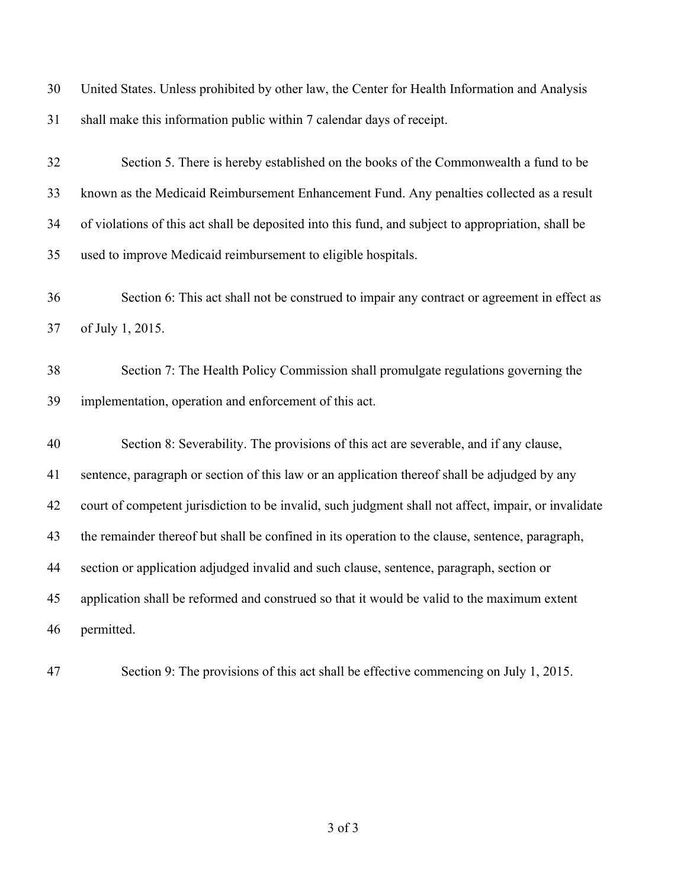United States. Unless prohibited by other law, the Center for Health Information and Analysis shall make this information public within 7 calendar days of receipt.

Section 5. There is hereby established on the books of the Commonwealth a fund to be known as the Medicaid Reimbursement Enhancement Fund. Any penalties collected as a result of violations of this act shall be deposited into this fund, and subject to appropriation, shall be used to improve Medicaid reimbursement to eligible hospitals.

Section 6: This act shall not be construed to impair any contract or agreement in effect as of July 1, 2015.

Section 7: The Health Policy Commission shall promulgate regulations governing the implementation, operation and enforcement of this act.

Section 8: Severability. The provisions of this act are severable, and if any clause, sentence, paragraph or section of this law or an application thereof shall be adjudged by any court of competent jurisdiction to be invalid, such judgment shall not affect, impair, or invalidate the remainder thereof but shall be confined in its operation to the clause, sentence, paragraph, section or application adjudged invalid and such clause, sentence, paragraph, section or application shall be reformed and construed so that it would be valid to the maximum extent permitted.

Section 9: The provisions of this act shall be effective commencing on July 1, 2015.